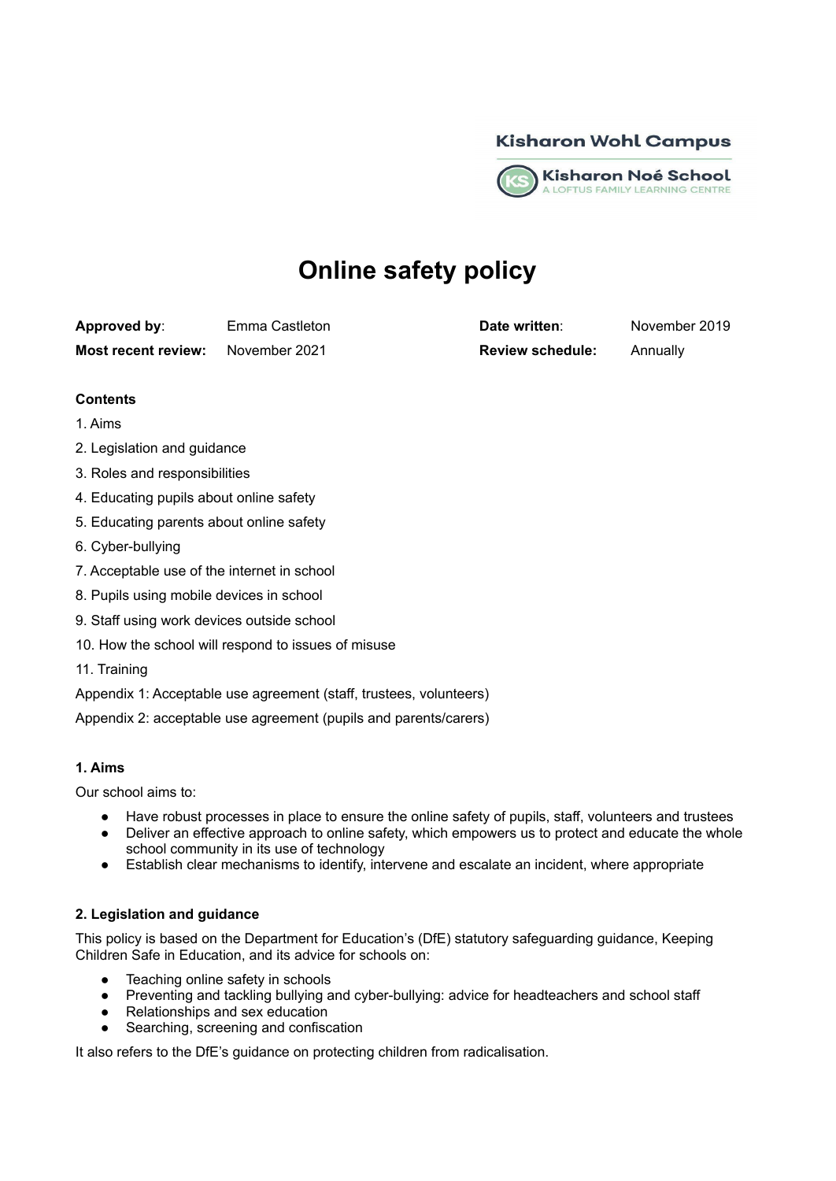Kisharon Wohl Campus

Kisharon Noé School
A LOFTUS FAMILY LEARNING CENTRE

# Online safety policy

| | | | |
|---|---|---|---|
| **Approved by**: | Emma Castleton | **Date written**: | November 2019 |
| **Most recent review:** | November 2021 | **Review schedule:** | Annually |

**Contents**

1. Aims
2. Legislation and guidance
3. Roles and responsibilities
4. Educating pupils about online safety
5. Educating parents about online safety
6. Cyber-bullying
7. Acceptable use of the internet in school
8. Pupils using mobile devices in school
9. Staff using work devices outside school
10. How the school will respond to issues of misuse
11. Training

Appendix 1: Acceptable use agreement (staff, trustees, volunteers)

Appendix 2: acceptable use agreement (pupils and parents/carers)

### 1. Aims

Our school aims to:

- Have robust processes in place to ensure the online safety of pupils, staff, volunteers and trustees
- Deliver an effective approach to online safety, which empowers us to protect and educate the whole school community in its use of technology
- Establish clear mechanisms to identify, intervene and escalate an incident, where appropriate

### 2. Legislation and guidance

This policy is based on the Department for Education's (DfE) statutory safeguarding guidance, Keeping Children Safe in Education, and its advice for schools on:

- Teaching online safety in schools
- Preventing and tackling bullying and cyber-bullying: advice for headteachers and school staff
- Relationships and sex education
- Searching, screening and confiscation

It also refers to the DfE's guidance on protecting children from radicalisation.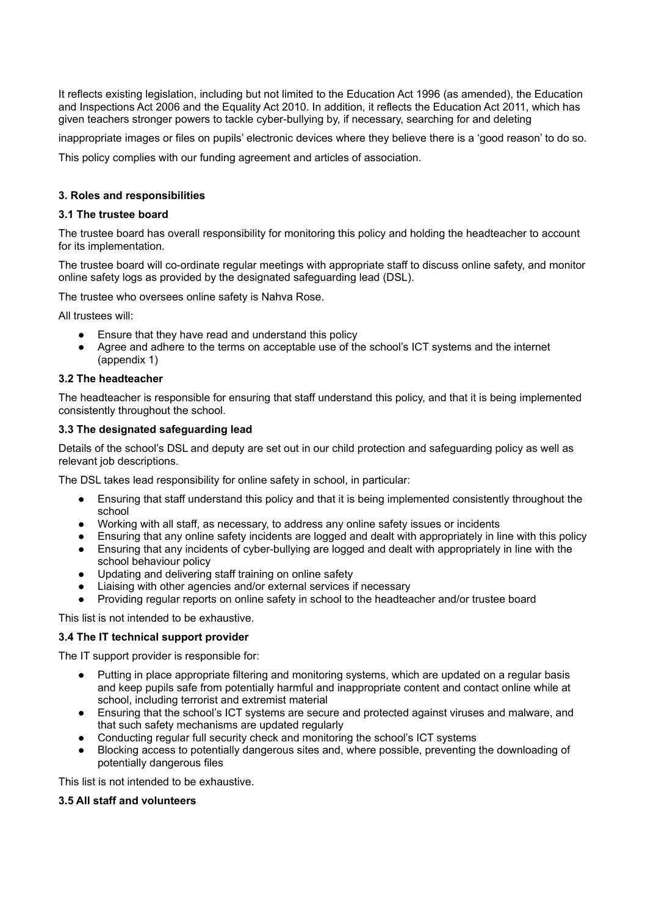It reflects existing legislation, including but not limited to the Education Act 1996 (as amended), the Education and Inspections Act 2006 and the Equality Act 2010. In addition, it reflects the Education Act 2011, which has given teachers stronger powers to tackle cyber-bullying by, if necessary, searching for and deleting

inappropriate images or files on pupils' electronic devices where they believe there is a 'good reason' to do so.

This policy complies with our funding agreement and articles of association.

### 3. Roles and responsibilities

#### 3.1 The trustee board

The trustee board has overall responsibility for monitoring this policy and holding the headteacher to account for its implementation.

The trustee board will co-ordinate regular meetings with appropriate staff to discuss online safety, and monitor online safety logs as provided by the designated safeguarding lead (DSL).

The trustee who oversees online safety is Nahva Rose.

All trustees will:

- Ensure that they have read and understand this policy
- Agree and adhere to the terms on acceptable use of the school's ICT systems and the internet (appendix 1)

#### 3.2 The headteacher

The headteacher is responsible for ensuring that staff understand this policy, and that it is being implemented consistently throughout the school.

#### 3.3 The designated safeguarding lead

Details of the school's DSL and deputy are set out in our child protection and safeguarding policy as well as relevant job descriptions.

The DSL takes lead responsibility for online safety in school, in particular:

- Ensuring that staff understand this policy and that it is being implemented consistently throughout the school
- Working with all staff, as necessary, to address any online safety issues or incidents
- Ensuring that any online safety incidents are logged and dealt with appropriately in line with this policy
- Ensuring that any incidents of cyber-bullying are logged and dealt with appropriately in line with the school behaviour policy
- Updating and delivering staff training on online safety
- Liaising with other agencies and/or external services if necessary
- Providing regular reports on online safety in school to the headteacher and/or trustee board

This list is not intended to be exhaustive.

#### 3.4 The IT technical support provider

The IT support provider is responsible for:

- Putting in place appropriate filtering and monitoring systems, which are updated on a regular basis and keep pupils safe from potentially harmful and inappropriate content and contact online while at school, including terrorist and extremist material
- Ensuring that the school's ICT systems are secure and protected against viruses and malware, and that such safety mechanisms are updated regularly
- Conducting regular full security check and monitoring the school's ICT systems
- Blocking access to potentially dangerous sites and, where possible, preventing the downloading of potentially dangerous files

This list is not intended to be exhaustive.

#### 3.5 All staff and volunteers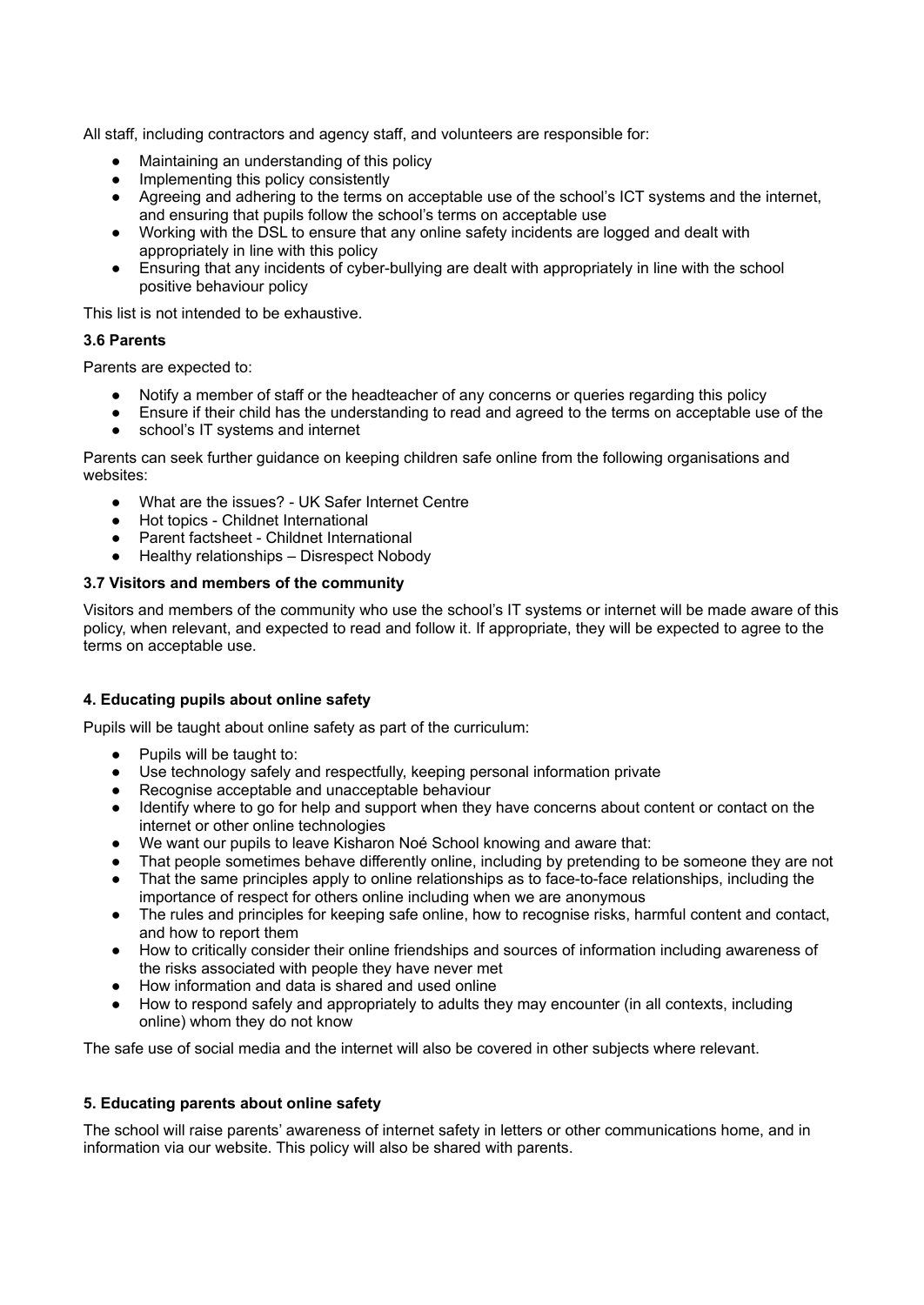All staff, including contractors and agency staff, and volunteers are responsible for:

- Maintaining an understanding of this policy
- Implementing this policy consistently
- Agreeing and adhering to the terms on acceptable use of the school's ICT systems and the internet, and ensuring that pupils follow the school's terms on acceptable use
- Working with the DSL to ensure that any online safety incidents are logged and dealt with appropriately in line with this policy
- Ensuring that any incidents of cyber-bullying are dealt with appropriately in line with the school positive behaviour policy

This list is not intended to be exhaustive.

### 3.6 Parents

Parents are expected to:

- Notify a member of staff or the headteacher of any concerns or queries regarding this policy
- Ensure if their child has the understanding to read and agreed to the terms on acceptable use of the
- school's IT systems and internet

Parents can seek further guidance on keeping children safe online from the following organisations and websites:

- What are the issues? - UK Safer Internet Centre
- Hot topics - Childnet International
- Parent factsheet - Childnet International
- Healthy relationships – Disrespect Nobody

### 3.7 Visitors and members of the community

Visitors and members of the community who use the school's IT systems or internet will be made aware of this policy, when relevant, and expected to read and follow it. If appropriate, they will be expected to agree to the terms on acceptable use.

## 4. Educating pupils about online safety

Pupils will be taught about online safety as part of the curriculum:

- Pupils will be taught to:
- Use technology safely and respectfully, keeping personal information private
- Recognise acceptable and unacceptable behaviour
- Identify where to go for help and support when they have concerns about content or contact on the internet or other online technologies
- We want our pupils to leave Kisharon Noé School knowing and aware that:
- That people sometimes behave differently online, including by pretending to be someone they are not
- That the same principles apply to online relationships as to face-to-face relationships, including the importance of respect for others online including when we are anonymous
- The rules and principles for keeping safe online, how to recognise risks, harmful content and contact, and how to report them
- How to critically consider their online friendships and sources of information including awareness of the risks associated with people they have never met
- How information and data is shared and used online
- How to respond safely and appropriately to adults they may encounter (in all contexts, including online) whom they do not know

The safe use of social media and the internet will also be covered in other subjects where relevant.

## 5. Educating parents about online safety

The school will raise parents' awareness of internet safety in letters or other communications home, and in information via our website. This policy will also be shared with parents.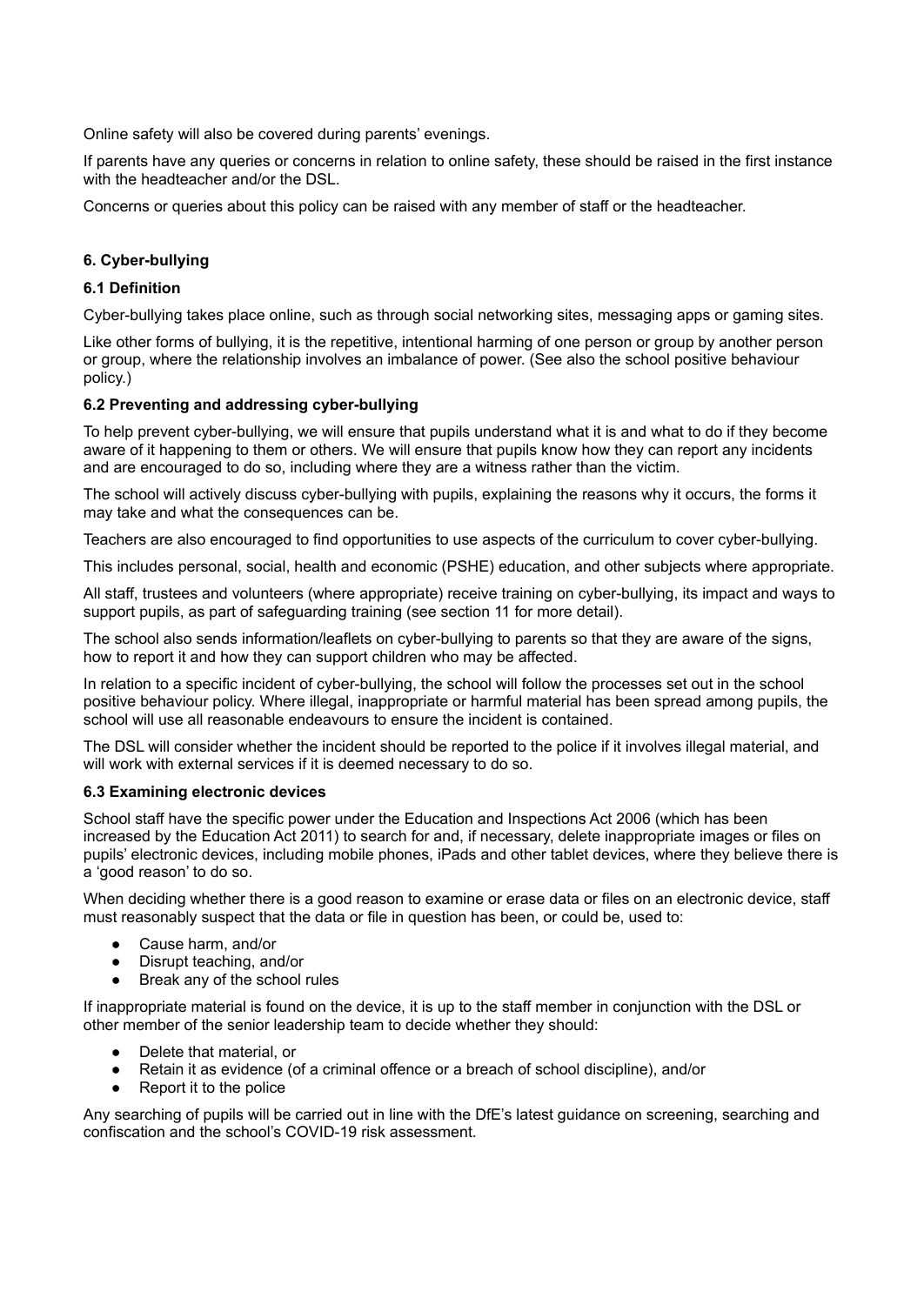Online safety will also be covered during parents' evenings.

If parents have any queries or concerns in relation to online safety, these should be raised in the first instance with the headteacher and/or the DSL.

Concerns or queries about this policy can be raised with any member of staff or the headteacher.

### 6. Cyber-bullying

#### 6.1 Definition

Cyber-bullying takes place online, such as through social networking sites, messaging apps or gaming sites.

Like other forms of bullying, it is the repetitive, intentional harming of one person or group by another person or group, where the relationship involves an imbalance of power. (See also the school positive behaviour policy.)

#### 6.2 Preventing and addressing cyber-bullying

To help prevent cyber-bullying, we will ensure that pupils understand what it is and what to do if they become aware of it happening to them or others. We will ensure that pupils know how they can report any incidents and are encouraged to do so, including where they are a witness rather than the victim.

The school will actively discuss cyber-bullying with pupils, explaining the reasons why it occurs, the forms it may take and what the consequences can be.

Teachers are also encouraged to find opportunities to use aspects of the curriculum to cover cyber-bullying.

This includes personal, social, health and economic (PSHE) education, and other subjects where appropriate.

All staff, trustees and volunteers (where appropriate) receive training on cyber-bullying, its impact and ways to support pupils, as part of safeguarding training (see section 11 for more detail).

The school also sends information/leaflets on cyber-bullying to parents so that they are aware of the signs, how to report it and how they can support children who may be affected.

In relation to a specific incident of cyber-bullying, the school will follow the processes set out in the school positive behaviour policy. Where illegal, inappropriate or harmful material has been spread among pupils, the school will use all reasonable endeavours to ensure the incident is contained.

The DSL will consider whether the incident should be reported to the police if it involves illegal material, and will work with external services if it is deemed necessary to do so.

#### 6.3 Examining electronic devices

School staff have the specific power under the Education and Inspections Act 2006 (which has been increased by the Education Act 2011) to search for and, if necessary, delete inappropriate images or files on pupils' electronic devices, including mobile phones, iPads and other tablet devices, where they believe there is a 'good reason' to do so.

When deciding whether there is a good reason to examine or erase data or files on an electronic device, staff must reasonably suspect that the data or file in question has been, or could be, used to:

- Cause harm, and/or
- Disrupt teaching, and/or
- Break any of the school rules

If inappropriate material is found on the device, it is up to the staff member in conjunction with the DSL or other member of the senior leadership team to decide whether they should:

- Delete that material, or
- Retain it as evidence (of a criminal offence or a breach of school discipline), and/or
- Report it to the police

Any searching of pupils will be carried out in line with the DfE's latest guidance on screening, searching and confiscation and the school's COVID-19 risk assessment.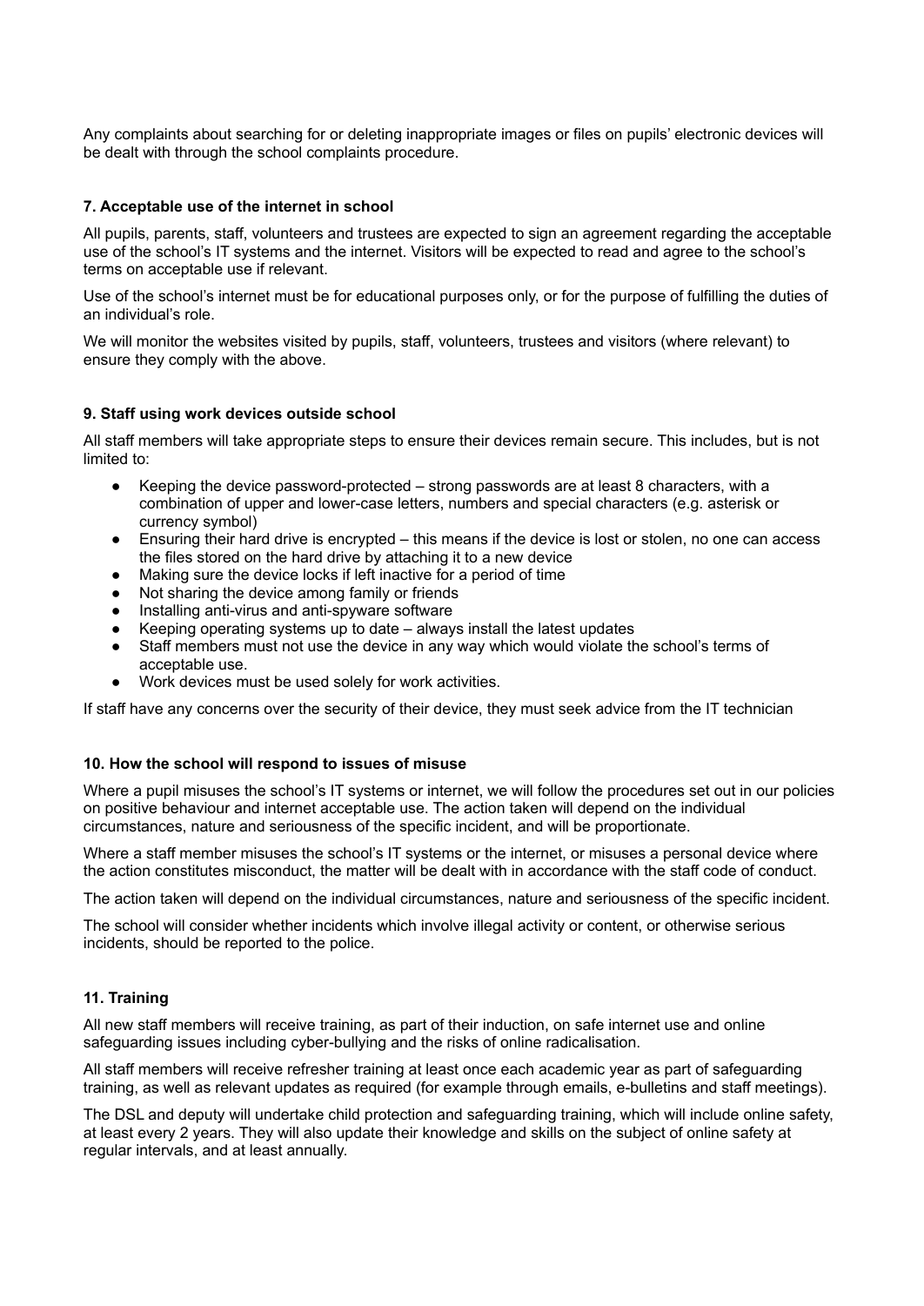Any complaints about searching for or deleting inappropriate images or files on pupils' electronic devices will be dealt with through the school complaints procedure.

### 7. Acceptable use of the internet in school

All pupils, parents, staff, volunteers and trustees are expected to sign an agreement regarding the acceptable use of the school's IT systems and the internet. Visitors will be expected to read and agree to the school's terms on acceptable use if relevant.

Use of the school's internet must be for educational purposes only, or for the purpose of fulfilling the duties of an individual's role.

We will monitor the websites visited by pupils, staff, volunteers, trustees and visitors (where relevant) to ensure they comply with the above.

### 9. Staff using work devices outside school

All staff members will take appropriate steps to ensure their devices remain secure. This includes, but is not limited to:

- Keeping the device password-protected – strong passwords are at least 8 characters, with a combination of upper and lower-case letters, numbers and special characters (e.g. asterisk or currency symbol)
- Ensuring their hard drive is encrypted – this means if the device is lost or stolen, no one can access the files stored on the hard drive by attaching it to a new device
- Making sure the device locks if left inactive for a period of time
- Not sharing the device among family or friends
- Installing anti-virus and anti-spyware software
- Keeping operating systems up to date – always install the latest updates
- Staff members must not use the device in any way which would violate the school's terms of acceptable use.
- Work devices must be used solely for work activities.

If staff have any concerns over the security of their device, they must seek advice from the IT technician

### 10. How the school will respond to issues of misuse

Where a pupil misuses the school's IT systems or internet, we will follow the procedures set out in our policies on positive behaviour and internet acceptable use. The action taken will depend on the individual circumstances, nature and seriousness of the specific incident, and will be proportionate.

Where a staff member misuses the school's IT systems or the internet, or misuses a personal device where the action constitutes misconduct, the matter will be dealt with in accordance with the staff code of conduct.

The action taken will depend on the individual circumstances, nature and seriousness of the specific incident.

The school will consider whether incidents which involve illegal activity or content, or otherwise serious incidents, should be reported to the police.

### 11. Training

All new staff members will receive training, as part of their induction, on safe internet use and online safeguarding issues including cyber-bullying and the risks of online radicalisation.

All staff members will receive refresher training at least once each academic year as part of safeguarding training, as well as relevant updates as required (for example through emails, e-bulletins and staff meetings).

The DSL and deputy will undertake child protection and safeguarding training, which will include online safety, at least every 2 years. They will also update their knowledge and skills on the subject of online safety at regular intervals, and at least annually.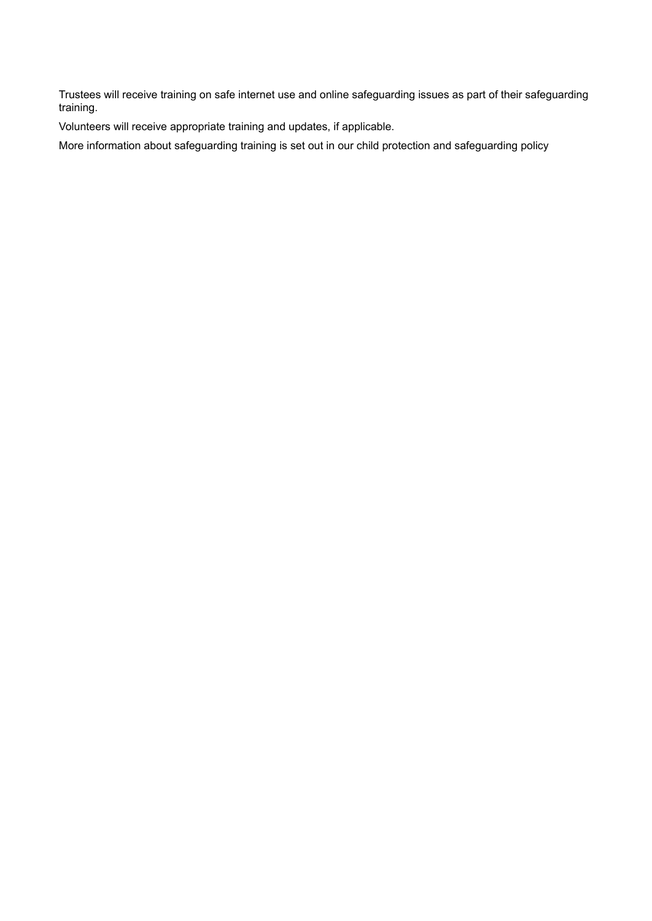Trustees will receive training on safe internet use and online safeguarding issues as part of their safeguarding training.

Volunteers will receive appropriate training and updates, if applicable.

More information about safeguarding training is set out in our child protection and safeguarding policy